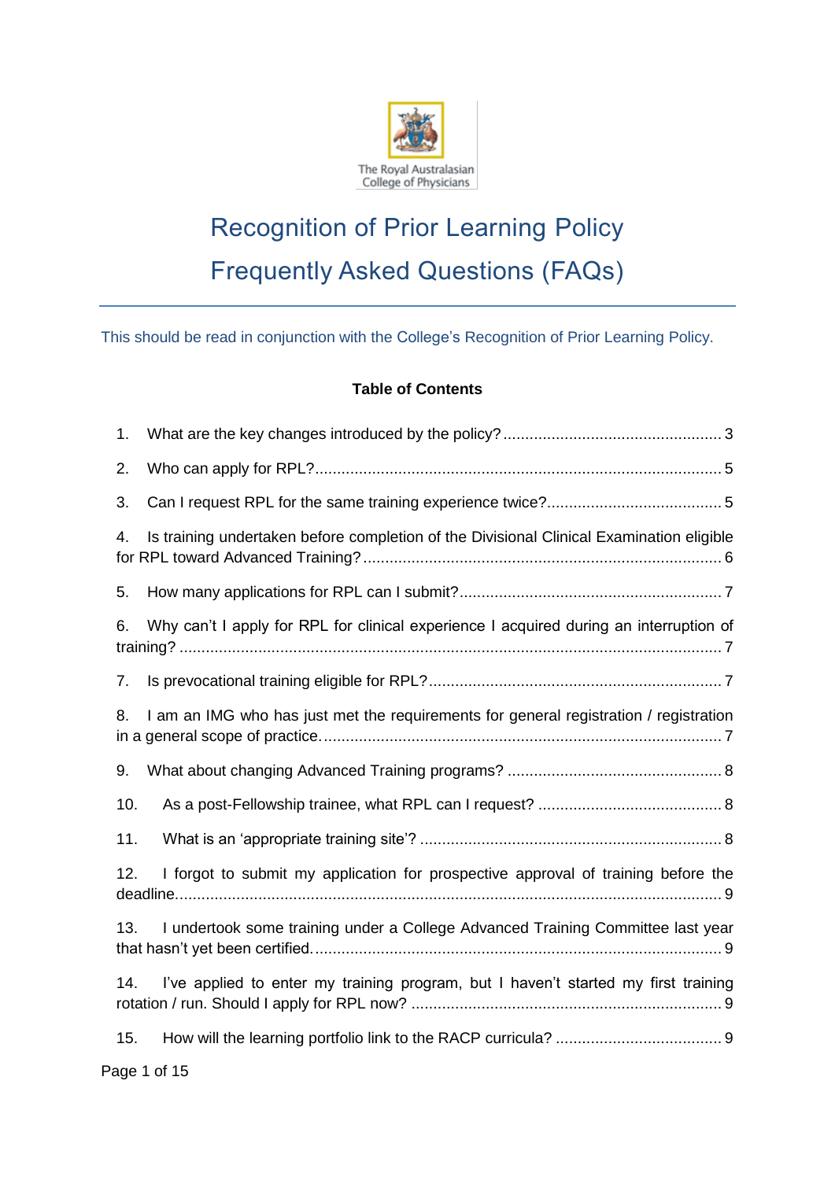The Royal Australasian College of Physicians

# Recognition of Prior Learning Policy

# Frequently Asked Questions (FAQs)

This should be read in conjunction with the College's Recognition of Prior Learning Policy.

**Table of Contents**

1. What are the key changes introduced by the policy? ........ 3
2. Who can apply for RPL? ........ 5
3. Can I request RPL for the same training experience twice? ........ 5
4. Is training undertaken before completion of the Divisional Clinical Examination eligible for RPL toward Advanced Training? ........ 6
5. How many applications for RPL can I submit? ........ 7
6. Why can't I apply for RPL for clinical experience I acquired during an interruption of training? ........ 7
7. Is prevocational training eligible for RPL? ........ 7
8. I am an IMG who has just met the requirements for general registration / registration in a general scope of practice. ........ 7
9. What about changing Advanced Training programs? ........ 8
10. As a post-Fellowship trainee, what RPL can I request? ........ 8
11. What is an 'appropriate training site'? ........ 8
12. I forgot to submit my application for prospective approval of training before the deadline. ........ 9
13. I undertook some training under a College Advanced Training Committee last year that hasn't yet been certified. ........ 9
14. I've applied to enter my training program, but I haven't started my first training rotation / run. Should I apply for RPL now? ........ 9
15. How will the learning portfolio link to the RACP curricula? ........ 9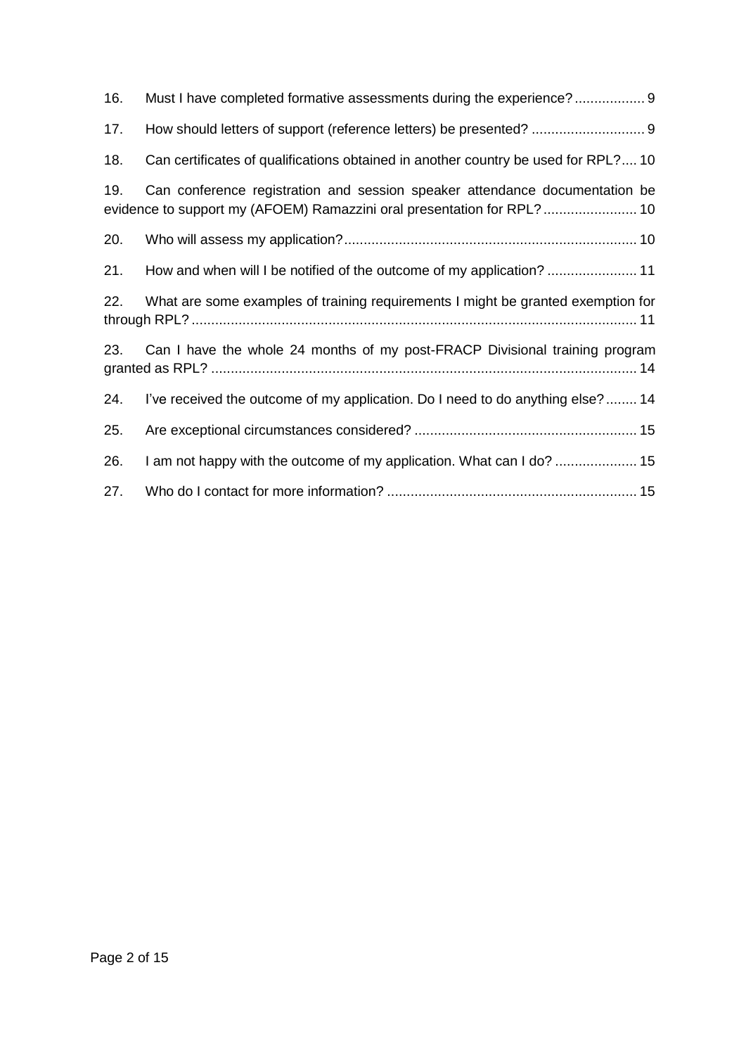16. Must I have completed formative assessments during the experience? .................. 9

17. How should letters of support (reference letters) be presented? ............................. 9

18. Can certificates of qualifications obtained in another country be used for RPL? .... 10

19. Can conference registration and session speaker attendance documentation be evidence to support my (AFOEM) Ramazzini oral presentation for RPL? ........................ 10

20. Who will assess my application? ........................................................................... 10

21. How and when will I be notified of the outcome of my application? ....................... 11

22. What are some examples of training requirements I might be granted exemption for through RPL? ................................................................................................................. 11

23. Can I have the whole 24 months of my post-FRACP Divisional training program granted as RPL? ............................................................................................................ 14

24. I've received the outcome of my application. Do I need to do anything else? ........ 14

25. Are exceptional circumstances considered? ......................................................... 15

26. I am not happy with the outcome of my application. What can I do? ..................... 15

27. Who do I contact for more information? ................................................................ 15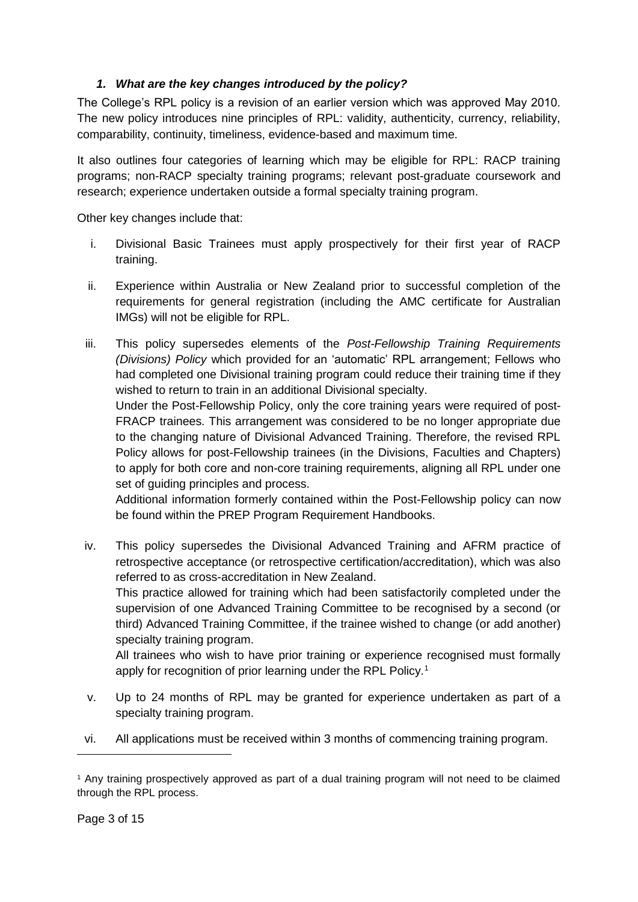### *1. What are the key changes introduced by the policy?*

The College's RPL policy is a revision of an earlier version which was approved May 2010. The new policy introduces nine principles of RPL: validity, authenticity, currency, reliability, comparability, continuity, timeliness, evidence-based and maximum time.

It also outlines four categories of learning which may be eligible for RPL: RACP training programs; non-RACP specialty training programs; relevant post-graduate coursework and research; experience undertaken outside a formal specialty training program.

Other key changes include that:

i. Divisional Basic Trainees must apply prospectively for their first year of RACP training.

ii. Experience within Australia or New Zealand prior to successful completion of the requirements for general registration (including the AMC certificate for Australian IMGs) will not be eligible for RPL.

iii. This policy supersedes elements of the *Post-Fellowship Training Requirements (Divisions) Policy* which provided for an 'automatic' RPL arrangement; Fellows who had completed one Divisional training program could reduce their training time if they wished to return to train in an additional Divisional specialty.

   Under the Post-Fellowship Policy, only the core training years were required of post-FRACP trainees. This arrangement was considered to be no longer appropriate due to the changing nature of Divisional Advanced Training. Therefore, the revised RPL Policy allows for post-Fellowship trainees (in the Divisions, Faculties and Chapters) to apply for both core and non-core training requirements, aligning all RPL under one set of guiding principles and process.

   Additional information formerly contained within the Post-Fellowship policy can now be found within the PREP Program Requirement Handbooks.

iv. This policy supersedes the Divisional Advanced Training and AFRM practice of retrospective acceptance (or retrospective certification/accreditation), which was also referred to as cross-accreditation in New Zealand.

   This practice allowed for training which had been satisfactorily completed under the supervision of one Advanced Training Committee to be recognised by a second (or third) Advanced Training Committee, if the trainee wished to change (or add another) specialty training program.

   All trainees who wish to have prior training or experience recognised must formally apply for recognition of prior learning under the RPL Policy.[1]

v. Up to 24 months of RPL may be granted for experience undertaken as part of a specialty training program.

vi. All applications must be received within 3 months of commencing training program.

---

[1] Any training prospectively approved as part of a dual training program will not need to be claimed through the RPL process.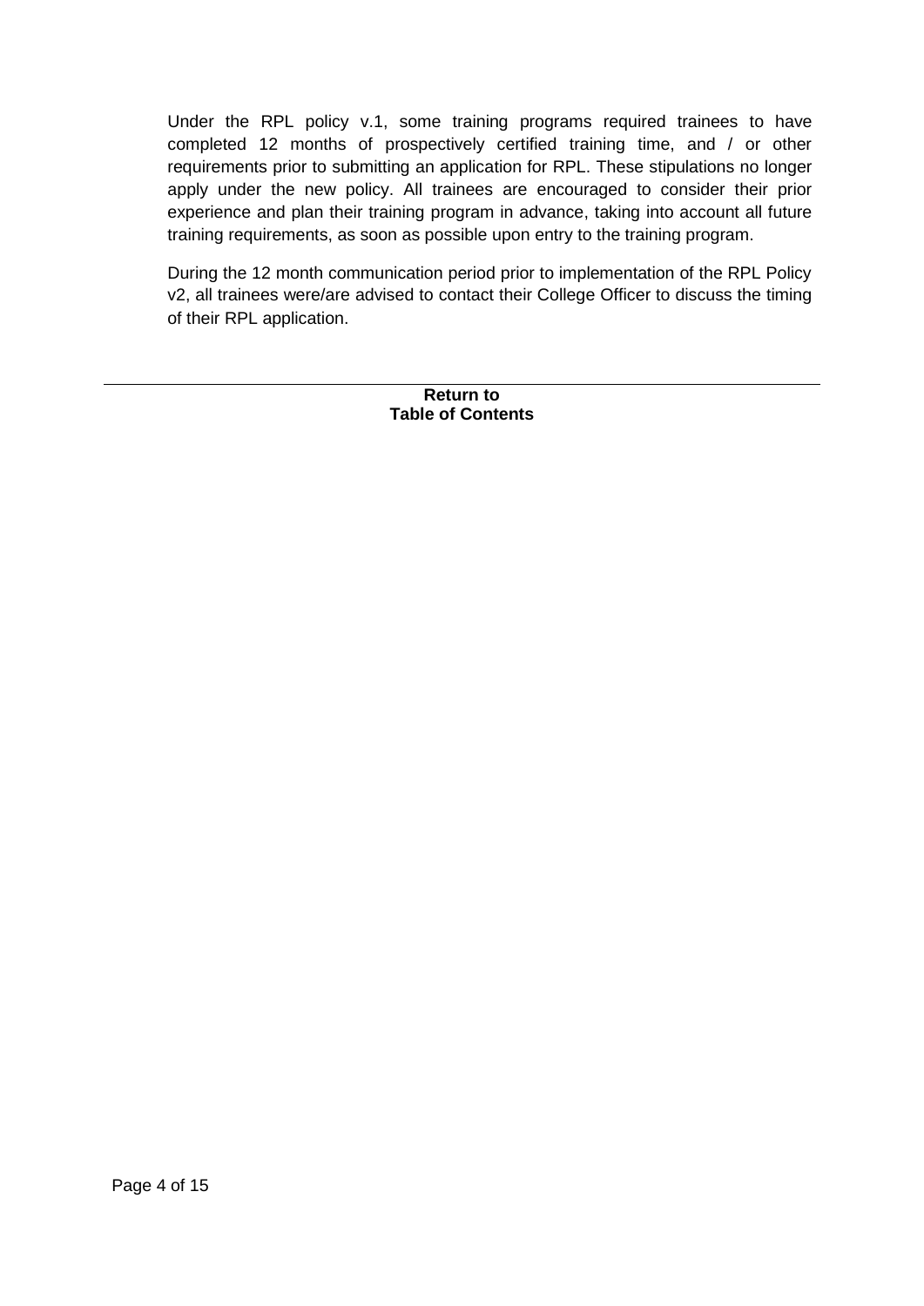Under the RPL policy v.1, some training programs required trainees to have completed 12 months of prospectively certified training time, and / or other requirements prior to submitting an application for RPL. These stipulations no longer apply under the new policy. All trainees are encouraged to consider their prior experience and plan their training program in advance, taking into account all future training requirements, as soon as possible upon entry to the training program.

During the 12 month communication period prior to implementation of the RPL Policy v2, all trainees were/are advised to contact their College Officer to discuss the timing of their RPL application.

---

**Return to Table of Contents**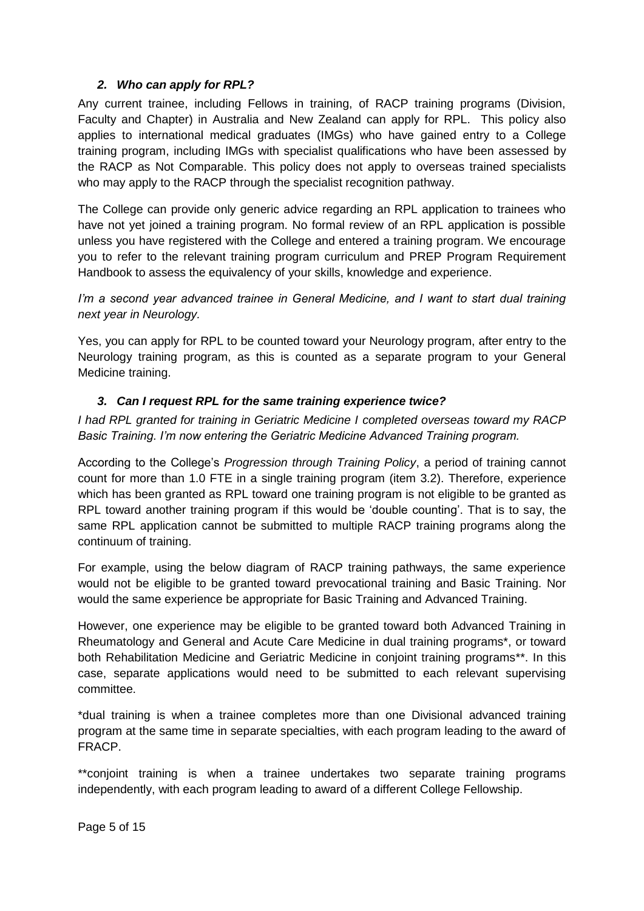### *2. Who can apply for RPL?*

Any current trainee, including Fellows in training, of RACP training programs (Division, Faculty and Chapter) in Australia and New Zealand can apply for RPL. This policy also applies to international medical graduates (IMGs) who have gained entry to a College training program, including IMGs with specialist qualifications who have been assessed by the RACP as Not Comparable. This policy does not apply to overseas trained specialists who may apply to the RACP through the specialist recognition pathway.

The College can provide only generic advice regarding an RPL application to trainees who have not yet joined a training program. No formal review of an RPL application is possible unless you have registered with the College and entered a training program. We encourage you to refer to the relevant training program curriculum and PREP Program Requirement Handbook to assess the equivalency of your skills, knowledge and experience.

*I'm a second year advanced trainee in General Medicine, and I want to start dual training next year in Neurology.*

Yes, you can apply for RPL to be counted toward your Neurology program, after entry to the Neurology training program, as this is counted as a separate program to your General Medicine training.

### *3. Can I request RPL for the same training experience twice?*

*I had RPL granted for training in Geriatric Medicine I completed overseas toward my RACP Basic Training. I'm now entering the Geriatric Medicine Advanced Training program.*

According to the College's *Progression through Training Policy*, a period of training cannot count for more than 1.0 FTE in a single training program (item 3.2). Therefore, experience which has been granted as RPL toward one training program is not eligible to be granted as RPL toward another training program if this would be 'double counting'. That is to say, the same RPL application cannot be submitted to multiple RACP training programs along the continuum of training.

For example, using the below diagram of RACP training pathways, the same experience would not be eligible to be granted toward prevocational training and Basic Training. Nor would the same experience be appropriate for Basic Training and Advanced Training.

However, one experience may be eligible to be granted toward both Advanced Training in Rheumatology and General and Acute Care Medicine in dual training programs*, or toward both Rehabilitation Medicine and Geriatric Medicine in conjoint training programs**. In this case, separate applications would need to be submitted to each relevant supervising committee.

*dual training is when a trainee completes more than one Divisional advanced training program at the same time in separate specialties, with each program leading to the award of FRACP.

**conjoint training is when a trainee undertakes two separate training programs independently, with each program leading to award of a different College Fellowship.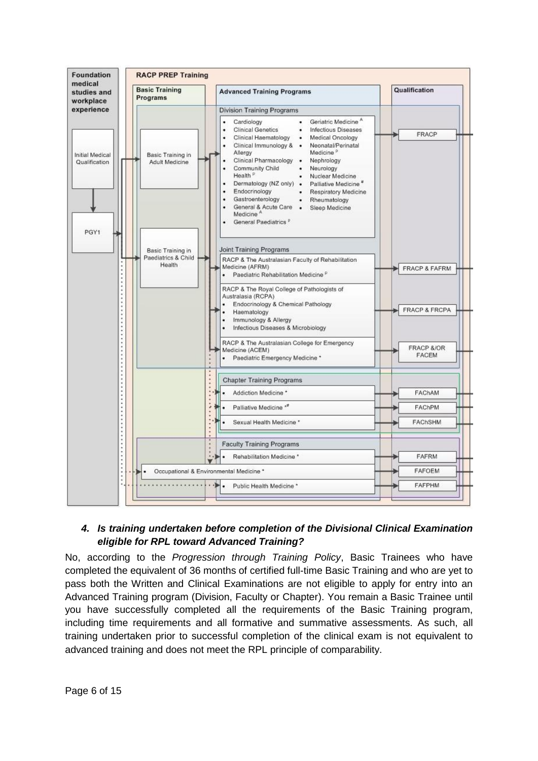Foundation medical studies and workplace experience

RACP PREP Training

Basic Training Programs

Advanced Training Programs

Qualification

Initial Medical Qualification

PGY1

Basic Training in Adult Medicine

Basic Training in Paediatrics & Child Health

Division Training Programs

- Cardiology
- Clinical Genetics
- Clinical Haematology
- Clinical Immunology & Allergy
- Clinical Pharmacology
- Community Child Health [P]
- Dermatology (NZ only)
- Endocrinology
- Gastroenterology
- General & Acute Care Medicine [A]
- General Paediatrics [P]
- Geriatric Medicine [A]
- Infectious Diseases
- Medical Oncology
- Neonatal/Perinatal Medicine [P]
- Nephrology
- Neurology
- Nuclear Medicine
- Palliative Medicine [#]
- Respiratory Medicine
- Rheumatology
- Sleep Medicine

FRACP

Joint Training Programs

RACP & The Australasian Faculty of Rehabilitation Medicine (AFRM)
- Paediatric Rehabilitation Medicine [P]

FRACP & FAFRM

RACP & The Royal College of Pathologists of Australasia (RCPA)
- Endocrinology & Chemical Pathology
- Haematology
- Immunology & Allergy
- Infectious Diseases & Microbiology

FRACP & FRCPA

RACP & The Australasian College for Emergency Medicine (ACEM)
- Paediatric Emergency Medicine *

FRACP &/OR FACEM

Chapter Training Programs

- Addiction Medicine * — FAChAM
- Palliative Medicine *# — FAChPM
- Sexual Health Medicine * — FAChSHM

Faculty Training Programs

- Rehabilitation Medicine * — FAFRM
- Occupational & Environmental Medicine * — FAFOEM
- Public Health Medicine * — FAFPHM

4. ***Is training undertaken before completion of the Divisional Clinical Examination eligible for RPL toward Advanced Training?***

No, according to the *Progression through Training Policy*, Basic Trainees who have completed the equivalent of 36 months of certified full-time Basic Training and who are yet to pass both the Written and Clinical Examinations are not eligible to apply for entry into an Advanced Training program (Division, Faculty or Chapter). You remain a Basic Trainee until you have successfully completed all the requirements of the Basic Training program, including time requirements and all formative and summative assessments. As such, all training undertaken prior to successful completion of the clinical exam is not equivalent to advanced training and does not meet the RPL principle of comparability.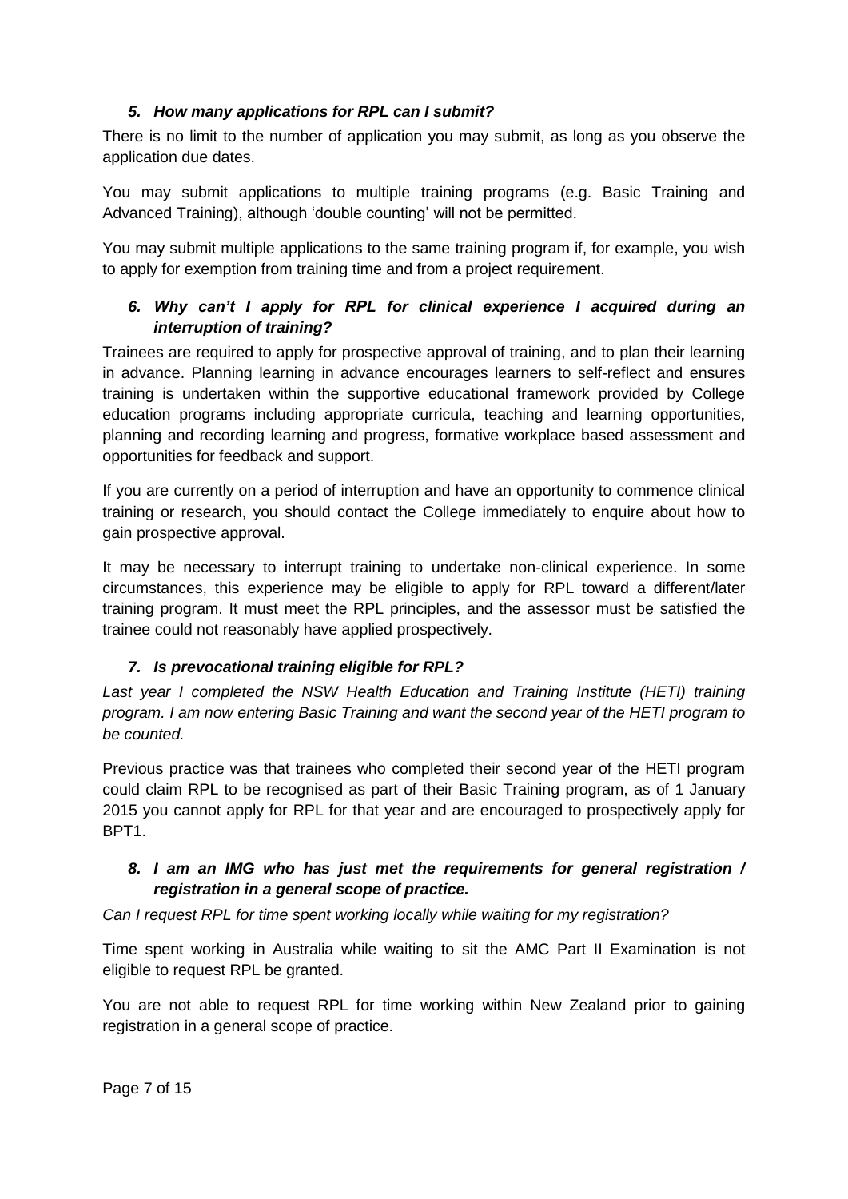### *5. How many applications for RPL can I submit?*

There is no limit to the number of application you may submit, as long as you observe the application due dates.

You may submit applications to multiple training programs (e.g. Basic Training and Advanced Training), although 'double counting' will not be permitted.

You may submit multiple applications to the same training program if, for example, you wish to apply for exemption from training time and from a project requirement.

### *6. Why can't I apply for RPL for clinical experience I acquired during an interruption of training?*

Trainees are required to apply for prospective approval of training, and to plan their learning in advance. Planning learning in advance encourages learners to self-reflect and ensures training is undertaken within the supportive educational framework provided by College education programs including appropriate curricula, teaching and learning opportunities, planning and recording learning and progress, formative workplace based assessment and opportunities for feedback and support.

If you are currently on a period of interruption and have an opportunity to commence clinical training or research, you should contact the College immediately to enquire about how to gain prospective approval.

It may be necessary to interrupt training to undertake non-clinical experience. In some circumstances, this experience may be eligible to apply for RPL toward a different/later training program. It must meet the RPL principles, and the assessor must be satisfied the trainee could not reasonably have applied prospectively.

### *7. Is prevocational training eligible for RPL?*

*Last year I completed the NSW Health Education and Training Institute (HETI) training program. I am now entering Basic Training and want the second year of the HETI program to be counted.*

Previous practice was that trainees who completed their second year of the HETI program could claim RPL to be recognised as part of their Basic Training program, as of 1 January 2015 you cannot apply for RPL for that year and are encouraged to prospectively apply for BPT1.

### *8. I am an IMG who has just met the requirements for general registration / registration in a general scope of practice.*

*Can I request RPL for time spent working locally while waiting for my registration?*

Time spent working in Australia while waiting to sit the AMC Part II Examination is not eligible to request RPL be granted.

You are not able to request RPL for time working within New Zealand prior to gaining registration in a general scope of practice.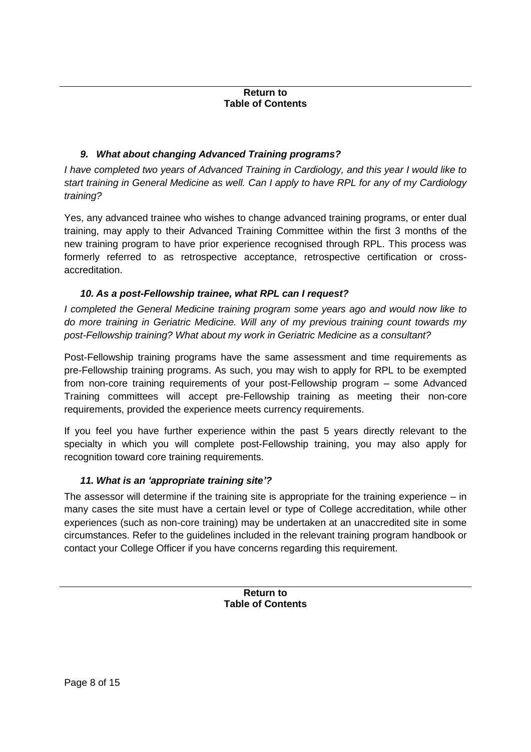**Return to Table of Contents**

### *9. What about changing Advanced Training programs?*

*I have completed two years of Advanced Training in Cardiology, and this year I would like to start training in General Medicine as well. Can I apply to have RPL for any of my Cardiology training?*

Yes, any advanced trainee who wishes to change advanced training programs, or enter dual training, may apply to their Advanced Training Committee within the first 3 months of the new training program to have prior experience recognised through RPL. This process was formerly referred to as retrospective acceptance, retrospective certification or cross-accreditation.

### *10. As a post-Fellowship trainee, what RPL can I request?*

*I completed the General Medicine training program some years ago and would now like to do more training in Geriatric Medicine. Will any of my previous training count towards my post-Fellowship training? What about my work in Geriatric Medicine as a consultant?*

Post-Fellowship training programs have the same assessment and time requirements as pre-Fellowship training programs. As such, you may wish to apply for RPL to be exempted from non-core training requirements of your post-Fellowship program – some Advanced Training committees will accept pre-Fellowship training as meeting their non-core requirements, provided the experience meets currency requirements.

If you feel you have further experience within the past 5 years directly relevant to the specialty in which you will complete post-Fellowship training, you may also apply for recognition toward core training requirements.

### *11. What is an 'appropriate training site'?*

The assessor will determine if the training site is appropriate for the training experience – in many cases the site must have a certain level or type of College accreditation, while other experiences (such as non-core training) may be undertaken at an unaccredited site in some circumstances. Refer to the guidelines included in the relevant training program handbook or contact your College Officer if you have concerns regarding this requirement.

**Return to Table of Contents**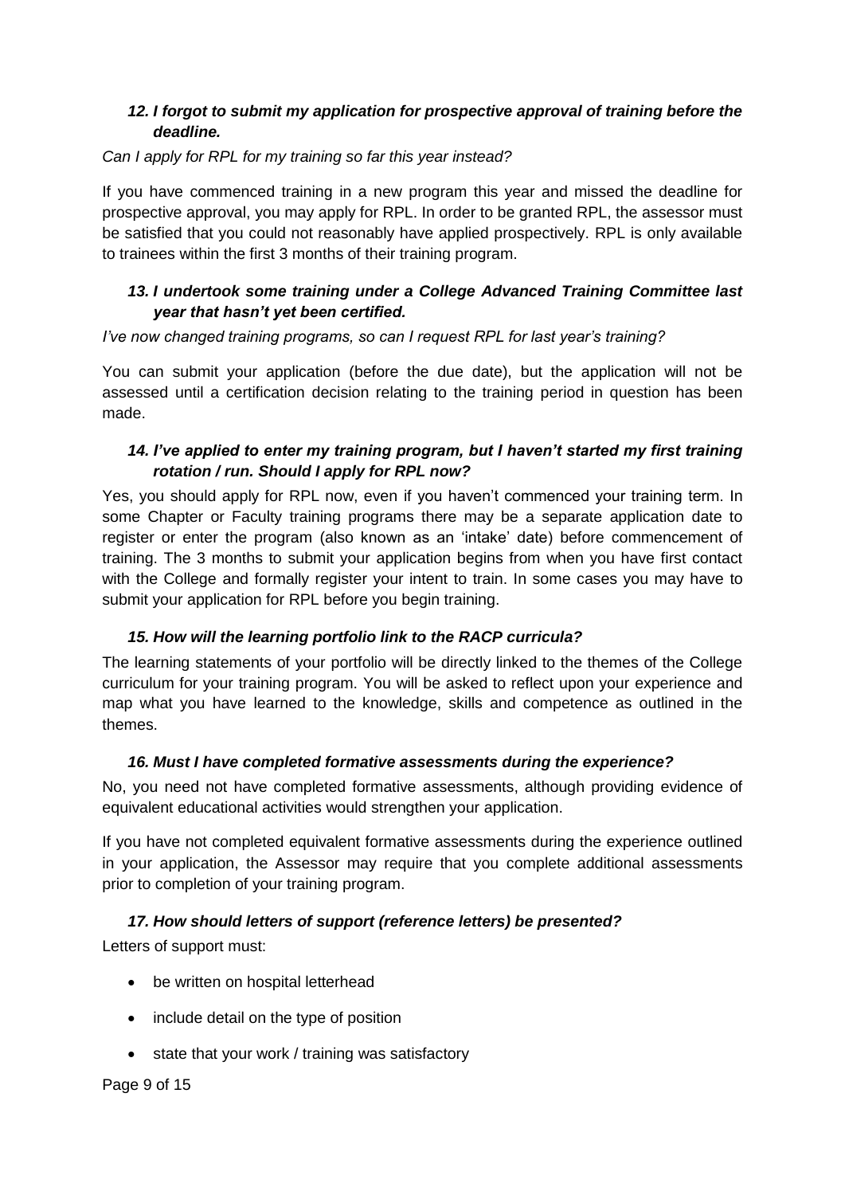### *12. I forgot to submit my application for prospective approval of training before the deadline.*

*Can I apply for RPL for my training so far this year instead?*

If you have commenced training in a new program this year and missed the deadline for prospective approval, you may apply for RPL. In order to be granted RPL, the assessor must be satisfied that you could not reasonably have applied prospectively. RPL is only available to trainees within the first 3 months of their training program.

### *13. I undertook some training under a College Advanced Training Committee last year that hasn't yet been certified.*

*I've now changed training programs, so can I request RPL for last year's training?*

You can submit your application (before the due date), but the application will not be assessed until a certification decision relating to the training period in question has been made.

### *14. I've applied to enter my training program, but I haven't started my first training rotation / run. Should I apply for RPL now?*

Yes, you should apply for RPL now, even if you haven't commenced your training term. In some Chapter or Faculty training programs there may be a separate application date to register or enter the program (also known as an 'intake' date) before commencement of training. The 3 months to submit your application begins from when you have first contact with the College and formally register your intent to train. In some cases you may have to submit your application for RPL before you begin training.

### *15. How will the learning portfolio link to the RACP curricula?*

The learning statements of your portfolio will be directly linked to the themes of the College curriculum for your training program. You will be asked to reflect upon your experience and map what you have learned to the knowledge, skills and competence as outlined in the themes.

### *16. Must I have completed formative assessments during the experience?*

No, you need not have completed formative assessments, although providing evidence of equivalent educational activities would strengthen your application.

If you have not completed equivalent formative assessments during the experience outlined in your application, the Assessor may require that you complete additional assessments prior to completion of your training program.

### *17. How should letters of support (reference letters) be presented?*

Letters of support must:

- be written on hospital letterhead
- include detail on the type of position
- state that your work / training was satisfactory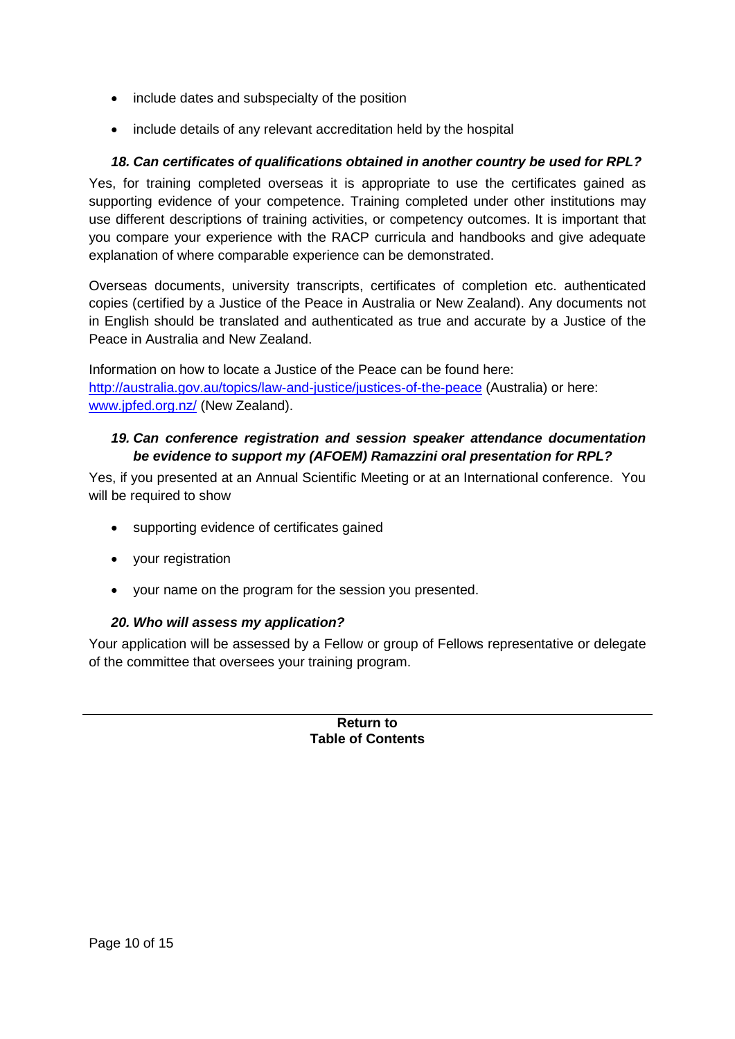- include dates and subspecialty of the position
- include details of any relevant accreditation held by the hospital

### *18. Can certificates of qualifications obtained in another country be used for RPL?*

Yes, for training completed overseas it is appropriate to use the certificates gained as supporting evidence of your competence. Training completed under other institutions may use different descriptions of training activities, or competency outcomes. It is important that you compare your experience with the RACP curricula and handbooks and give adequate explanation of where comparable experience can be demonstrated.

Overseas documents, university transcripts, certificates of completion etc. authenticated copies (certified by a Justice of the Peace in Australia or New Zealand). Any documents not in English should be translated and authenticated as true and accurate by a Justice of the Peace in Australia and New Zealand.

Information on how to locate a Justice of the Peace can be found here: [http://australia.gov.au/topics/law-and-justice/justices-of-the-peace](http://australia.gov.au/topics/law-and-justice/justices-of-the-peace) (Australia) or here: [www.jpfed.org.nz/](http://www.jpfed.org.nz/) (New Zealand).

### *19. Can conference registration and session speaker attendance documentation be evidence to support my (AFOEM) Ramazzini oral presentation for RPL?*

Yes, if you presented at an Annual Scientific Meeting or at an International conference. You will be required to show

- supporting evidence of certificates gained
- your registration
- your name on the program for the session you presented.

### *20. Who will assess my application?*

Your application will be assessed by a Fellow or group of Fellows representative or delegate of the committee that oversees your training program.

---

**Return to Table of Contents**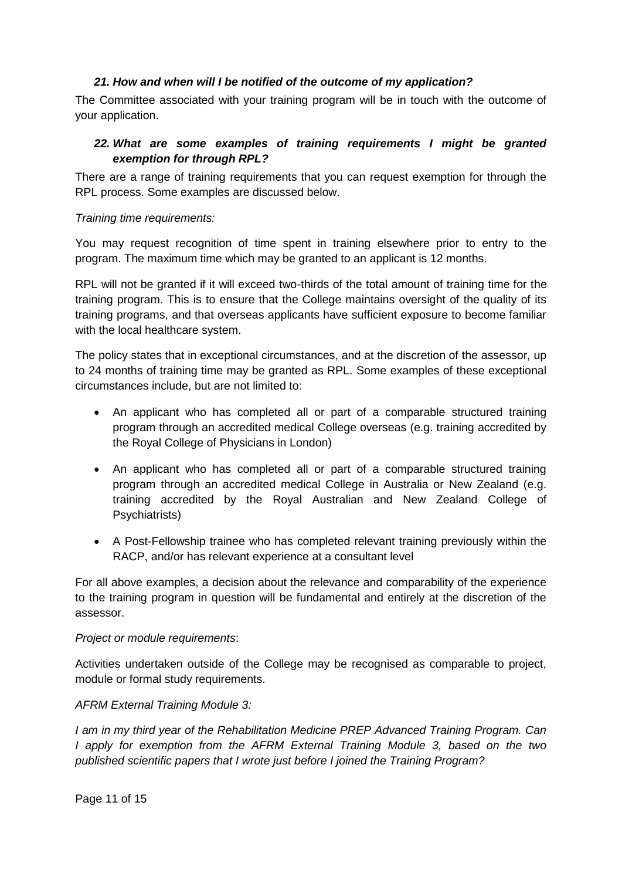### *21. How and when will I be notified of the outcome of my application?*

The Committee associated with your training program will be in touch with the outcome of your application.

### *22. What are some examples of training requirements I might be granted exemption for through RPL?*

There are a range of training requirements that you can request exemption for through the RPL process. Some examples are discussed below.

*Training time requirements:*

You may request recognition of time spent in training elsewhere prior to entry to the program. The maximum time which may be granted to an applicant is 12 months.

RPL will not be granted if it will exceed two-thirds of the total amount of training time for the training program. This is to ensure that the College maintains oversight of the quality of its training programs, and that overseas applicants have sufficient exposure to become familiar with the local healthcare system.

The policy states that in exceptional circumstances, and at the discretion of the assessor, up to 24 months of training time may be granted as RPL. Some examples of these exceptional circumstances include, but are not limited to:

- An applicant who has completed all or part of a comparable structured training program through an accredited medical College overseas (e.g. training accredited by the Royal College of Physicians in London)
- An applicant who has completed all or part of a comparable structured training program through an accredited medical College in Australia or New Zealand (e.g. training accredited by the Royal Australian and New Zealand College of Psychiatrists)
- A Post-Fellowship trainee who has completed relevant training previously within the RACP, and/or has relevant experience at a consultant level

For all above examples, a decision about the relevance and comparability of the experience to the training program in question will be fundamental and entirely at the discretion of the assessor.

*Project or module requirements*:

Activities undertaken outside of the College may be recognised as comparable to project, module or formal study requirements.

*AFRM External Training Module 3:*

*I am in my third year of the Rehabilitation Medicine PREP Advanced Training Program. Can I apply for exemption from the AFRM External Training Module 3, based on the two published scientific papers that I wrote just before I joined the Training Program?*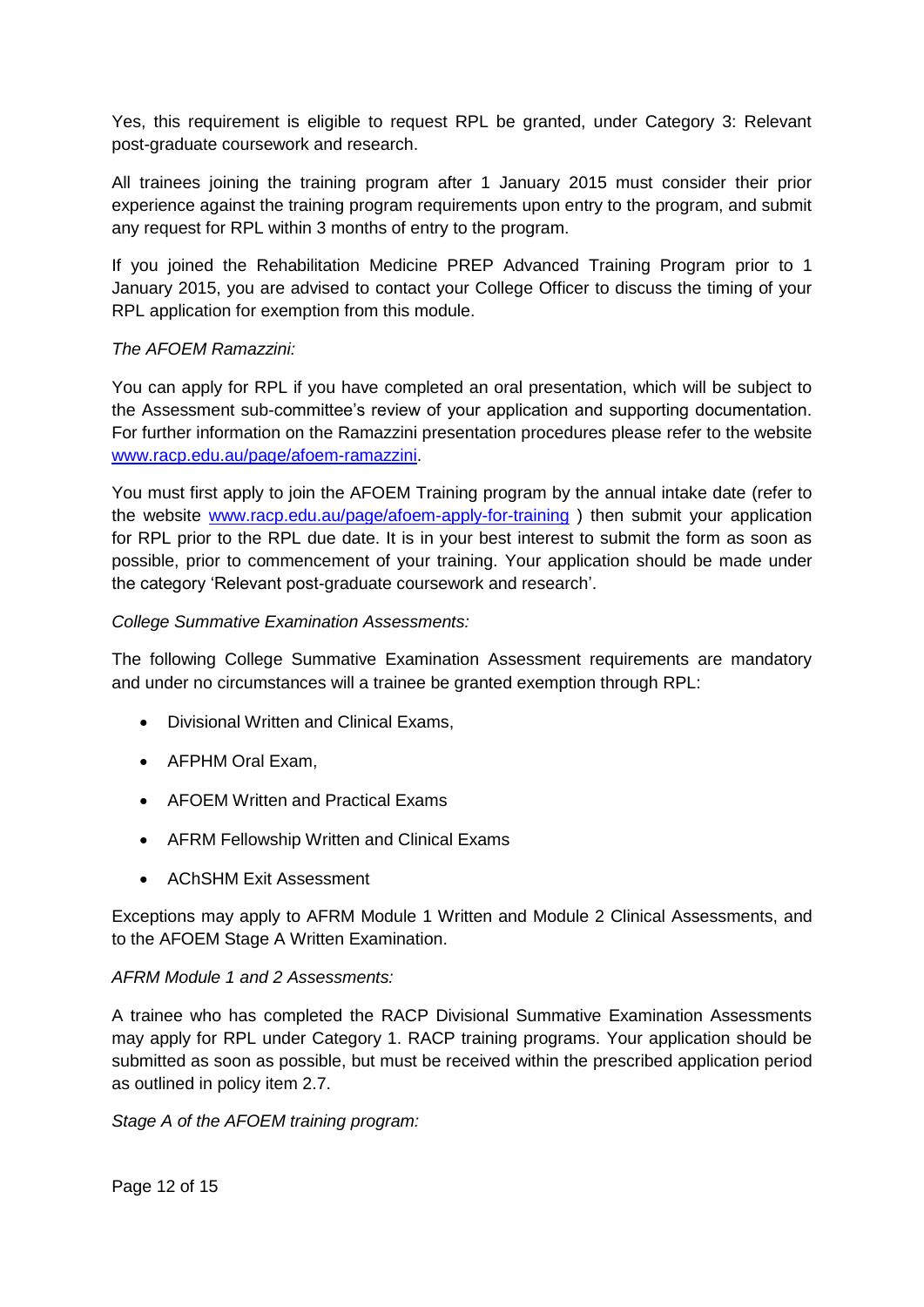Yes, this requirement is eligible to request RPL be granted, under Category 3: Relevant post-graduate coursework and research.

All trainees joining the training program after 1 January 2015 must consider their prior experience against the training program requirements upon entry to the program, and submit any request for RPL within 3 months of entry to the program.

If you joined the Rehabilitation Medicine PREP Advanced Training Program prior to 1 January 2015, you are advised to contact your College Officer to discuss the timing of your RPL application for exemption from this module.

*The AFOEM Ramazzini:*

You can apply for RPL if you have completed an oral presentation, which will be subject to the Assessment sub-committee's review of your application and supporting documentation. For further information on the Ramazzini presentation procedures please refer to the website [www.racp.edu.au/page/afoem-ramazzini](www.racp.edu.au/page/afoem-ramazzini).

You must first apply to join the AFOEM Training program by the annual intake date (refer to the website [www.racp.edu.au/page/afoem-apply-for-training](www.racp.edu.au/page/afoem-apply-for-training) ) then submit your application for RPL prior to the RPL due date. It is in your best interest to submit the form as soon as possible, prior to commencement of your training. Your application should be made under the category 'Relevant post-graduate coursework and research'.

*College Summative Examination Assessments:*

The following College Summative Examination Assessment requirements are mandatory and under no circumstances will a trainee be granted exemption through RPL:

- Divisional Written and Clinical Exams,
- AFPHM Oral Exam,
- AFOEM Written and Practical Exams
- AFRM Fellowship Written and Clinical Exams
- AChSHM Exit Assessment

Exceptions may apply to AFRM Module 1 Written and Module 2 Clinical Assessments, and to the AFOEM Stage A Written Examination.

*AFRM Module 1 and 2 Assessments:*

A trainee who has completed the RACP Divisional Summative Examination Assessments may apply for RPL under Category 1. RACP training programs. Your application should be submitted as soon as possible, but must be received within the prescribed application period as outlined in policy item 2.7.

*Stage A of the AFOEM training program:*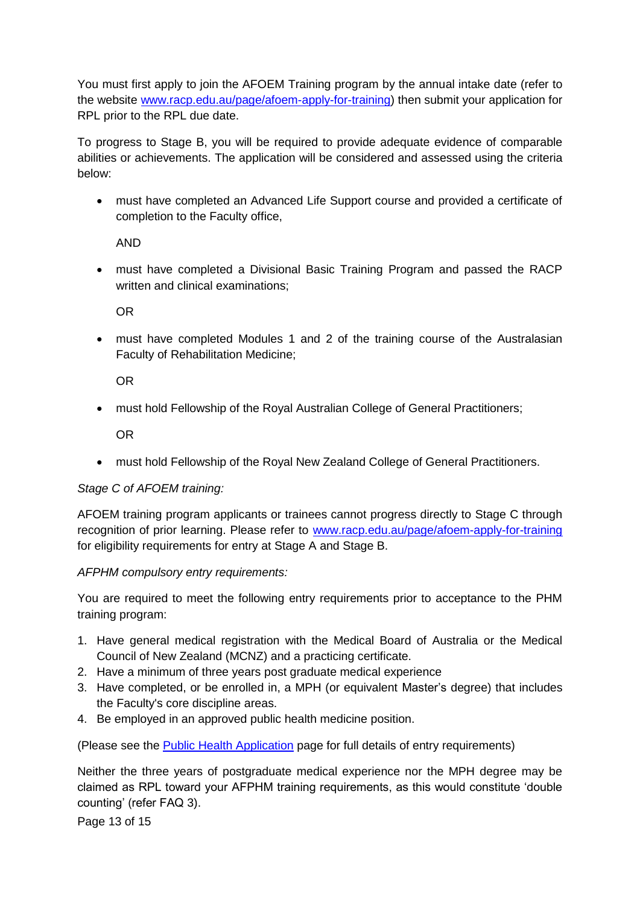You must first apply to join the AFOEM Training program by the annual intake date (refer to the website [www.racp.edu.au/page/afoem-apply-for-training](www.racp.edu.au/page/afoem-apply-for-training)) then submit your application for RPL prior to the RPL due date.

To progress to Stage B, you will be required to provide adequate evidence of comparable abilities or achievements. The application will be considered and assessed using the criteria below:

- must have completed an Advanced Life Support course and provided a certificate of completion to the Faculty office,

  AND

- must have completed a Divisional Basic Training Program and passed the RACP written and clinical examinations;

  OR

- must have completed Modules 1 and 2 of the training course of the Australasian Faculty of Rehabilitation Medicine;

  OR

- must hold Fellowship of the Royal Australian College of General Practitioners;

  OR

- must hold Fellowship of the Royal New Zealand College of General Practitioners.

*Stage C of AFOEM training:*

AFOEM training program applicants or trainees cannot progress directly to Stage C through recognition of prior learning. Please refer to [www.racp.edu.au/page/afoem-apply-for-training](www.racp.edu.au/page/afoem-apply-for-training) for eligibility requirements for entry at Stage A and Stage B.

*AFPHM compulsory entry requirements:*

You are required to meet the following entry requirements prior to acceptance to the PHM training program:

1. Have general medical registration with the Medical Board of Australia or the Medical Council of New Zealand (MCNZ) and a practicing certificate.
2. Have a minimum of three years post graduate medical experience
3. Have completed, or be enrolled in, a MPH (or equivalent Master's degree) that includes the Faculty's core discipline areas.
4. Be employed in an approved public health medicine position.

(Please see the Public Health Application page for full details of entry requirements)

Neither the three years of postgraduate medical experience nor the MPH degree may be claimed as RPL toward your AFPHM training requirements, as this would constitute 'double counting' (refer FAQ 3).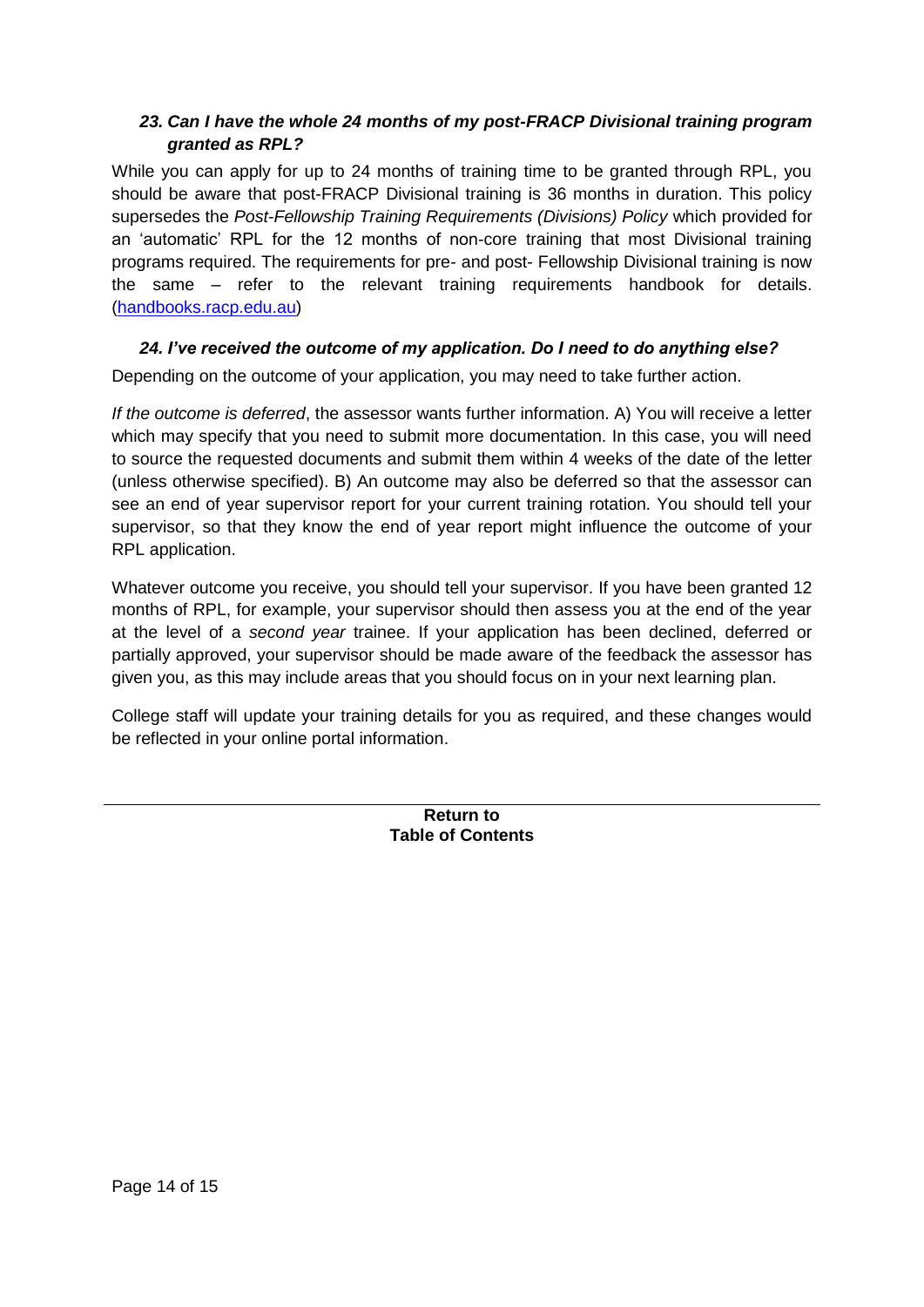### *23. Can I have the whole 24 months of my post-FRACP Divisional training program granted as RPL?*

While you can apply for up to 24 months of training time to be granted through RPL, you should be aware that post-FRACP Divisional training is 36 months in duration. This policy supersedes the *Post-Fellowship Training Requirements (Divisions) Policy* which provided for an 'automatic' RPL for the 12 months of non-core training that most Divisional training programs required. The requirements for pre- and post- Fellowship Divisional training is now the same – refer to the relevant training requirements handbook for details. ([handbooks.racp.edu.au](handbooks.racp.edu.au))

### *24. I've received the outcome of my application. Do I need to do anything else?*

Depending on the outcome of your application, you may need to take further action.

*If the outcome is deferred*, the assessor wants further information. A) You will receive a letter which may specify that you need to submit more documentation. In this case, you will need to source the requested documents and submit them within 4 weeks of the date of the letter (unless otherwise specified). B) An outcome may also be deferred so that the assessor can see an end of year supervisor report for your current training rotation. You should tell your supervisor, so that they know the end of year report might influence the outcome of your RPL application.

Whatever outcome you receive, you should tell your supervisor. If you have been granted 12 months of RPL, for example, your supervisor should then assess you at the end of the year at the level of a *second year* trainee. If your application has been declined, deferred or partially approved, your supervisor should be made aware of the feedback the assessor has given you, as this may include areas that you should focus on in your next learning plan.

College staff will update your training details for you as required, and these changes would be reflected in your online portal information.

---

**Return to**
**Table of Contents**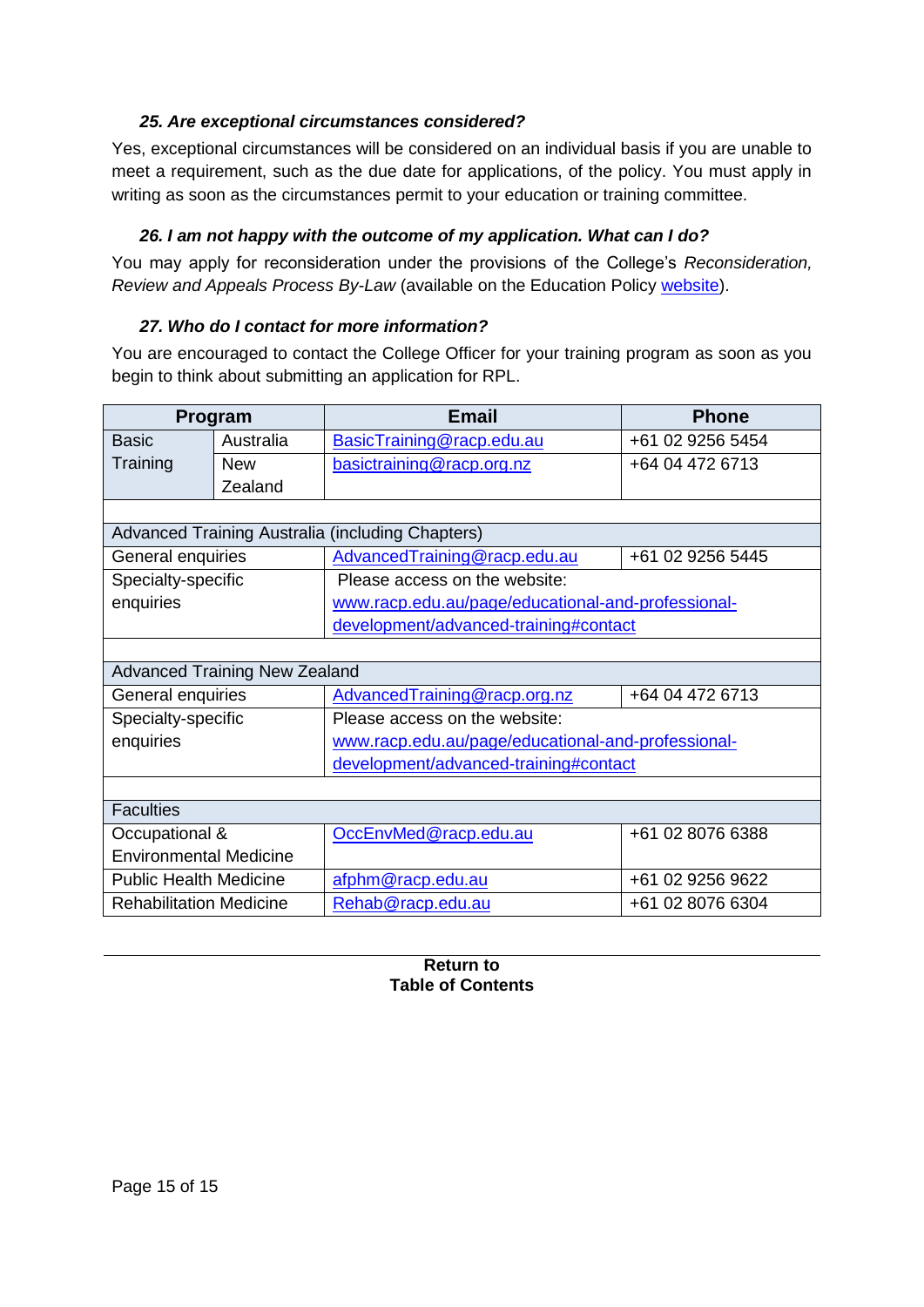### *25. Are exceptional circumstances considered?*

Yes, exceptional circumstances will be considered on an individual basis if you are unable to meet a requirement, such as the due date for applications, of the policy. You must apply in writing as soon as the circumstances permit to your education or training committee.

### *26. I am not happy with the outcome of my application. What can I do?*

You may apply for reconsideration under the provisions of the College's *Reconsideration, Review and Appeals Process By-Law* (available on the Education Policy [website](website)).

### *27. Who do I contact for more information?*

You are encouraged to contact the College Officer for your training program as soon as you begin to think about submitting an application for RPL.

| Program | | Email | Phone |
|---|---|---|---|
| Basic Training | Australia | BasicTraining@racp.edu.au | +61 02 9256 5454 |
| | New Zealand | basictraining@racp.org.nz | +64 04 472 6713 |
| | | | |
| Advanced Training Australia (including Chapters) | | | |
| General enquiries | | AdvancedTraining@racp.edu.au | +61 02 9256 5445 |
| Specialty-specific enquiries | | Please access on the website: www.racp.edu.au/page/educational-and-professional-development/advanced-training#contact | |
| | | | |
| Advanced Training New Zealand | | | |
| General enquiries | | AdvancedTraining@racp.org.nz | +64 04 472 6713 |
| Specialty-specific enquiries | | Please access on the website: www.racp.edu.au/page/educational-and-professional-development/advanced-training#contact | |
| | | | |
| Faculties | | | |
| Occupational & Environmental Medicine | | OccEnvMed@racp.edu.au | +61 02 8076 6388 |
| Public Health Medicine | | afphm@racp.edu.au | +61 02 9256 9622 |
| Rehabilitation Medicine | | Rehab@racp.edu.au | +61 02 8076 6304 |

---

**Return to**
**Table of Contents**